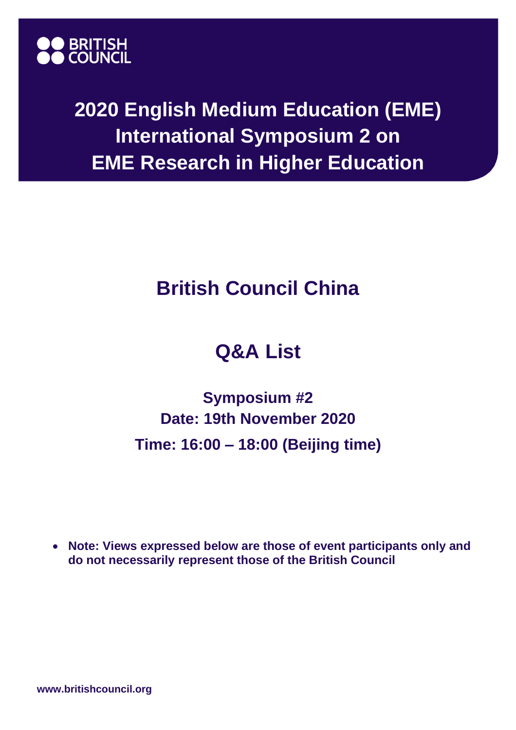BRITISH COUNCIL

# 2020 English Medium Education (EME) International Symposium 2 on EME Research in Higher Education

## British Council China

## Q&A List

### Symposium #2
### Date: 19th November 2020
### Time: 16:00 – 18:00 (Beijing time)

- **Note: Views expressed below are those of event participants only and do not necessarily represent those of the British Council**

**www.britishcouncil.org**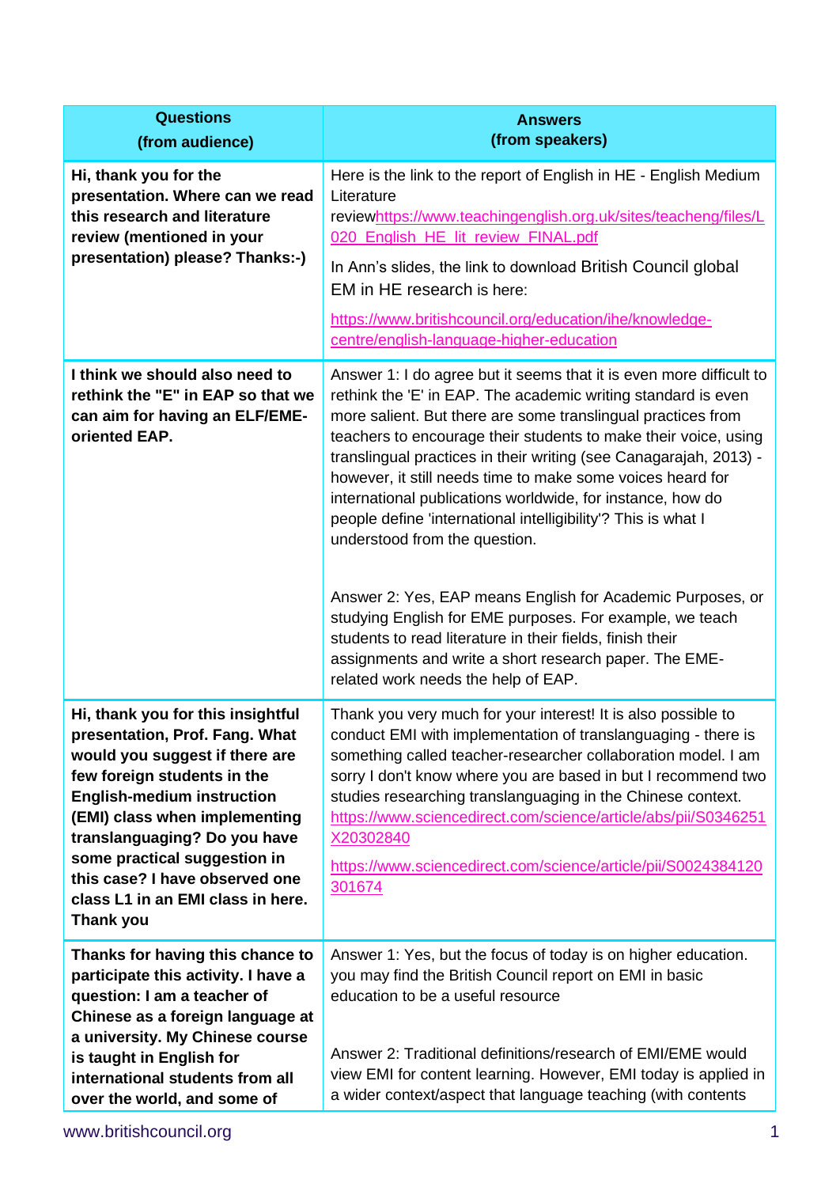| **Questions (from audience)** | **Answers (from speakers)** |
|---|---|
| **Hi, thank you for the presentation. Where can we read this research and literature review (mentioned in your presentation) please? Thanks:-)** | Here is the link to the report of English in HE - English Medium Literature reviewhttps://www.teachingenglish.org.uk/sites/teacheng/files/L020_English_HE_lit_review_FINAL.pdf<br><br>In Ann's slides, the link to download British Council global EM in HE research is here:<br><br>https://www.britishcouncil.org/education/ihe/knowledge-centre/english-language-higher-education |
| **I think we should also need to rethink the "E" in EAP so that we can aim for having an ELF/EME-oriented EAP.** | Answer 1: I do agree but it seems that it is even more difficult to rethink the 'E' in EAP. The academic writing standard is even more salient. But there are some translingual practices from teachers to encourage their students to make their voice, using translingual practices in their writing (see Canagarajah, 2013) - however, it still needs time to make some voices heard for international publications worldwide, for instance, how do people define 'international intelligibility'? This is what I understood from the question.<br><br>Answer 2: Yes, EAP means English for Academic Purposes, or studying English for EME purposes. For example, we teach students to read literature in their fields, finish their assignments and write a short research paper. The EME-related work needs the help of EAP. |
| **Hi, thank you for this insightful presentation, Prof. Fang. What would you suggest if there are few foreign students in the English-medium instruction (EMI) class when implementing translanguaging? Do you have some practical suggestion in this case? I have observed one class L1 in an EMI class in here. Thank you** | Thank you very much for your interest! It is also possible to conduct EMI with implementation of translanguaging - there is something called teacher-researcher collaboration model. I am sorry I don't know where you are based in but I recommend two studies researching translanguaging in the Chinese context.<br>https://www.sciencedirect.com/science/article/abs/pii/S0346251X20302840<br><br>https://www.sciencedirect.com/science/article/pii/S0024384120301674 |
| **Thanks for having this chance to participate this activity. I have a question: I am a teacher of Chinese as a foreign language at a university. My Chinese course is taught in English for international students from all over the world, and some of** | Answer 1: Yes, but the focus of today is on higher education. you may find the British Council report on EMI in basic education to be a useful resource<br><br>Answer 2: Traditional definitions/research of EMI/EME would view EMI for content learning. However, EMI today is applied in a wider context/aspect that language teaching (with contents |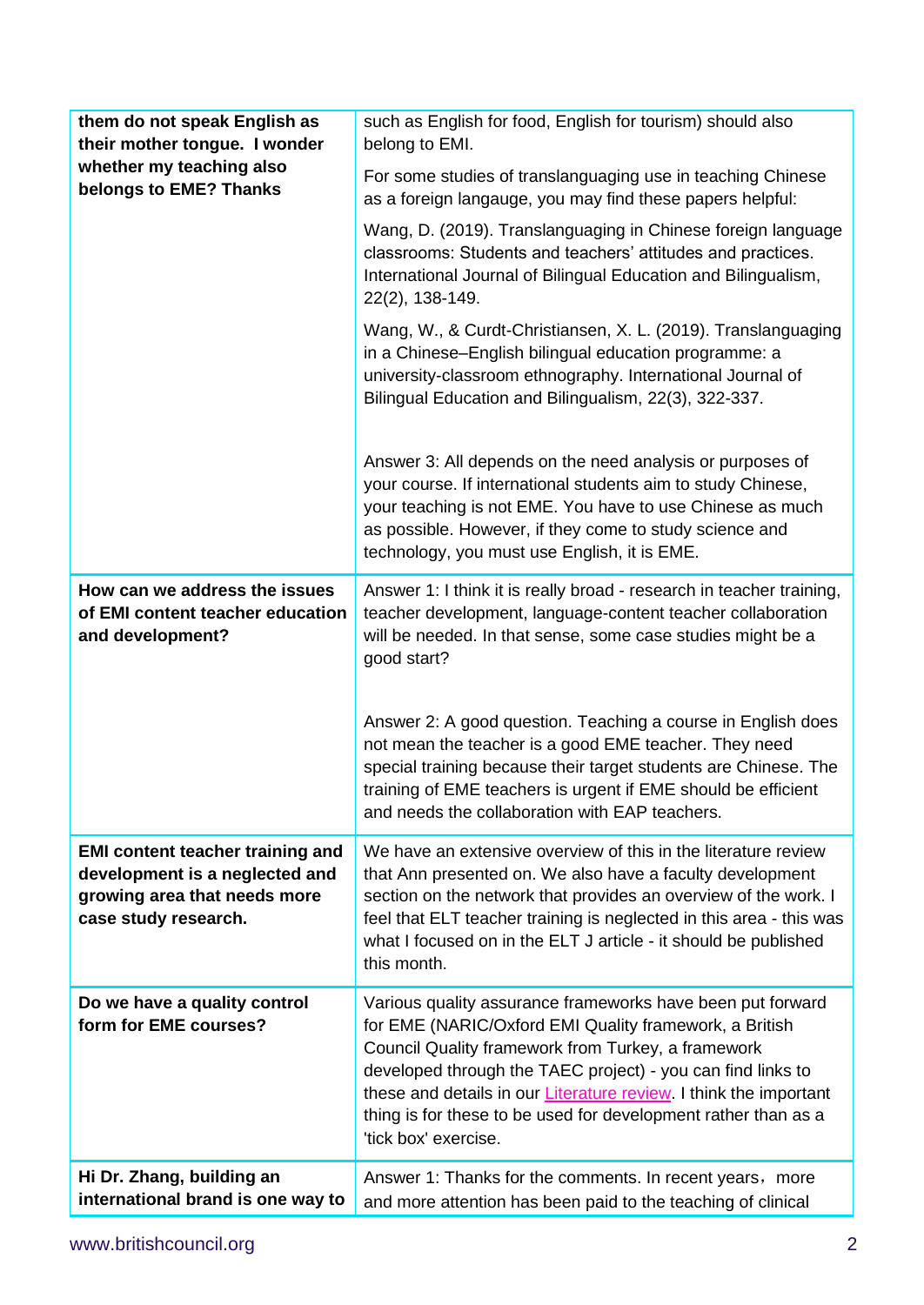| | |
|---|---|
| **them do not speak English as their mother tongue. I wonder whether my teaching also belongs to EME? Thanks** | such as English for food, English for tourism) should also belong to EMI.<br><br>For some studies of translanguaging use in teaching Chinese as a foreign langauge, you may find these papers helpful:<br><br>Wang, D. (2019). Translanguaging in Chinese foreign language classrooms: Students and teachers' attitudes and practices. International Journal of Bilingual Education and Bilingualism, 22(2), 138-149.<br><br>Wang, W., & Curdt-Christiansen, X. L. (2019). Translanguaging in a Chinese–English bilingual education programme: a university-classroom ethnography. International Journal of Bilingual Education and Bilingualism, 22(3), 322-337.<br><br>Answer 3: All depends on the need analysis or purposes of your course. If international students aim to study Chinese, your teaching is not EME. You have to use Chinese as much as possible. However, if they come to study science and technology, you must use English, it is EME. |
| **How can we address the issues of EMI content teacher education and development?** | Answer 1: I think it is really broad - research in teacher training, teacher development, language-content teacher collaboration will be needed. In that sense, some case studies might be a good start?<br><br>Answer 2: A good question. Teaching a course in English does not mean the teacher is a good EME teacher. They need special training because their target students are Chinese. The training of EME teachers is urgent if EME should be efficient and needs the collaboration with EAP teachers. |
| **EMI content teacher training and development is a neglected and growing area that needs more case study research.** | We have an extensive overview of this in the literature review that Ann presented on. We also have a faculty development section on the network that provides an overview of the work. I feel that ELT teacher training is neglected in this area - this was what I focused on in the ELT J article - it should be published this month. |
| **Do we have a quality control form for EME courses?** | Various quality assurance frameworks have been put forward for EME (NARIC/Oxford EMI Quality framework, a British Council Quality framework from Turkey, a framework developed through the TAEC project) - you can find links to these and details in our Literature review. I think the important thing is for these to be used for development rather than as a 'tick box' exercise. |
| **Hi Dr. Zhang, building an international brand is one way to** | Answer 1: Thanks for the comments. In recent years，more and more attention has been paid to the teaching of clinical |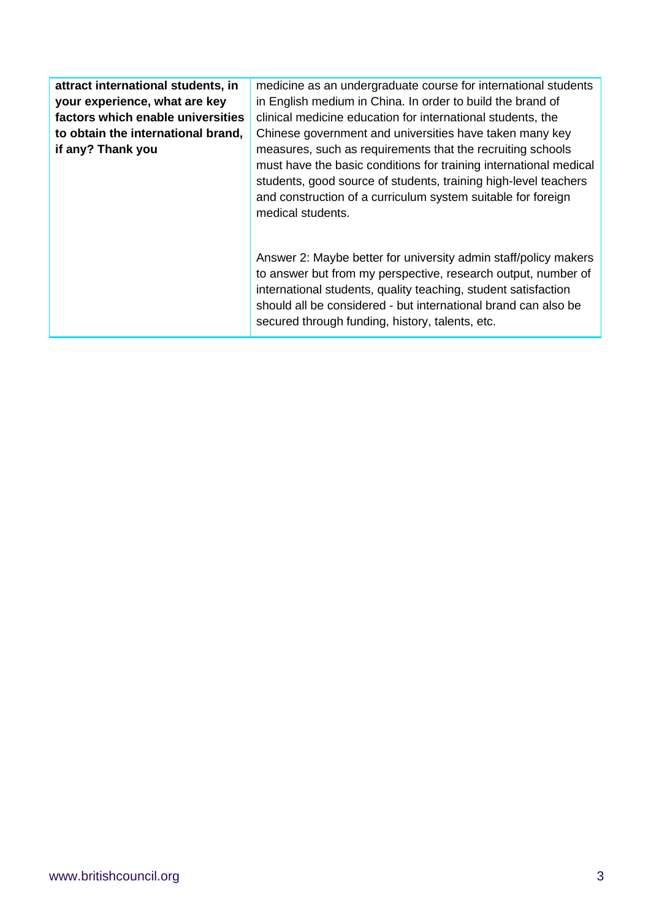| | |
|---|---|
| **attract international students, in your experience, what are key factors which enable universities to obtain the international brand, if any? Thank you** | medicine as an undergraduate course for international students in English medium in China. In order to build the brand of clinical medicine education for international students, the Chinese government and universities have taken many key measures, such as requirements that the recruiting schools must have the basic conditions for training international medical students, good source of students, training high-level teachers and construction of a curriculum system suitable for foreign medical students.<br><br>Answer 2: Maybe better for university admin staff/policy makers to answer but from my perspective, research output, number of international students, quality teaching, student satisfaction should all be considered - but international brand can also be secured through funding, history, talents, etc. |